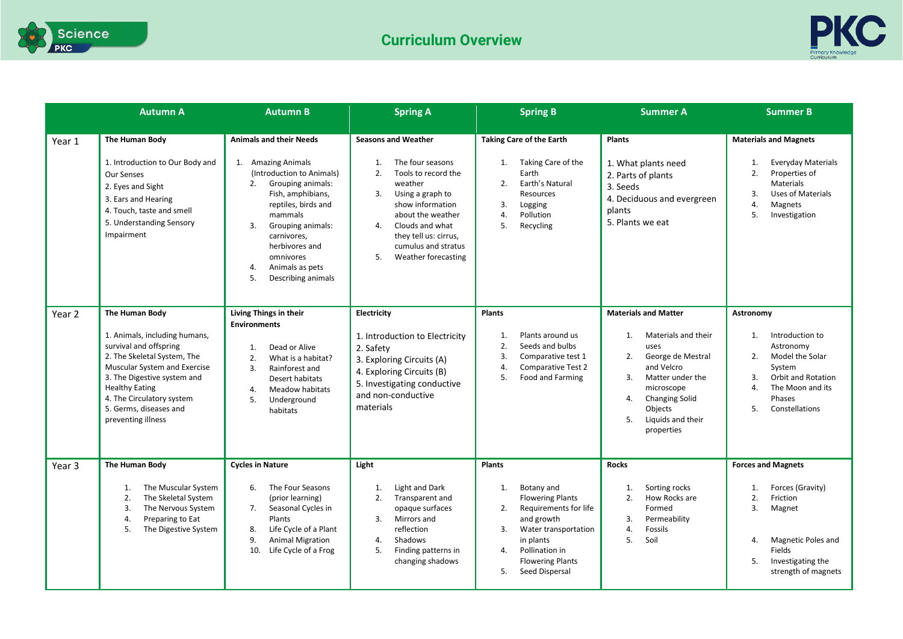# Curriculum Overview

| | Autumn A | Autumn B | Spring A | Spring B | Summer A | Summer B |
|---|---|---|---|---|---|---|
| Year 1 | **The Human Body**<br><br>1. Introduction to Our Body and Our Senses<br>2. Eyes and Sight<br>3. Ears and Hearing<br>4. Touch, taste and smell<br>5. Understanding Sensory Impairment | **Animals and their Needs**<br><br>1. Amazing Animals (Introduction to Animals)<br>2. Grouping animals: Fish, amphibians, reptiles, birds and mammals<br>3. Grouping animals: carnivores, herbivores and omnivores<br>4. Animals as pets<br>5. Describing animals | **Seasons and Weather**<br><br>1. The four seasons<br>2. Tools to record the weather<br>3. Using a graph to show information about the weather<br>4. Clouds and what they tell us: cirrus, cumulus and stratus<br>5. Weather forecasting | **Taking Care of the Earth**<br><br>1. Taking Care of the Earth<br>2. Earth's Natural Resources<br>3. Logging<br>4. Pollution<br>5. Recycling | **Plants**<br><br>1. What plants need<br>2. Parts of plants<br>3. Seeds<br>4. Deciduous and evergreen plants<br>5. Plants we eat | **Materials and Magnets**<br><br>1. Everyday Materials<br>2. Properties of Materials<br>3. Uses of Materials<br>4. Magnets<br>5. Investigation |
| Year 2 | **The Human Body**<br><br>1. Animals, including humans, survival and offspring<br>2. The Skeletal System, The Muscular System and Exercise<br>3. The Digestive system and Healthy Eating<br>4. The Circulatory system<br>5. Germs, diseases and preventing illness | **Living Things in their Environments**<br><br>1. Dead or Alive<br>2. What is a habitat?<br>3. Rainforest and Desert habitats<br>4. Meadow habitats<br>5. Underground habitats | **Electricity**<br><br>1. Introduction to Electricity<br>2. Safety<br>3. Exploring Circuits (A)<br>4. Exploring Circuits (B)<br>5. Investigating conductive and non-conductive materials | **Plants**<br><br>1. Plants around us<br>2. Seeds and bulbs<br>3. Comparative test 1<br>4. Comparative Test 2<br>5. Food and Farming | **Materials and Matter**<br><br>1. Materials and their uses<br>2. George de Mestral and Velcro<br>3. Matter under the microscope<br>4. Changing Solid Objects<br>5. Liquids and their properties | **Astronomy**<br><br>1. Introduction to Astronomy<br>2. Model the Solar System<br>3. Orbit and Rotation<br>4. The Moon and its Phases<br>5. Constellations |
| Year 3 | **The Human Body**<br><br>1. The Muscular System<br>2. The Skeletal System<br>3. The Nervous System<br>4. Preparing to Eat<br>5. The Digestive System | **Cycles in Nature**<br><br>6. The Four Seasons (prior learning)<br>7. Seasonal Cycles in Plants<br>8. Life Cycle of a Plant<br>9. Animal Migration<br>10. Life Cycle of a Frog | **Light**<br><br>1. Light and Dark<br>2. Transparent and opaque surfaces<br>3. Mirrors and reflection<br>4. Shadows<br>5. Finding patterns in changing shadows | **Plants**<br><br>1. Botany and Flowering Plants<br>2. Requirements for life and growth<br>3. Water transportation in plants<br>4. Pollination in Flowering Plants<br>5. Seed Dispersal | **Rocks**<br><br>1. Sorting rocks<br>2. How Rocks are Formed<br>3. Permeability<br>4. Fossils<br>5. Soil | **Forces and Magnets**<br><br>1. Forces (Gravity)<br>2. Friction<br>3. Magnet<br>4. Magnetic Poles and Fields<br>5. Investigating the strength of magnets |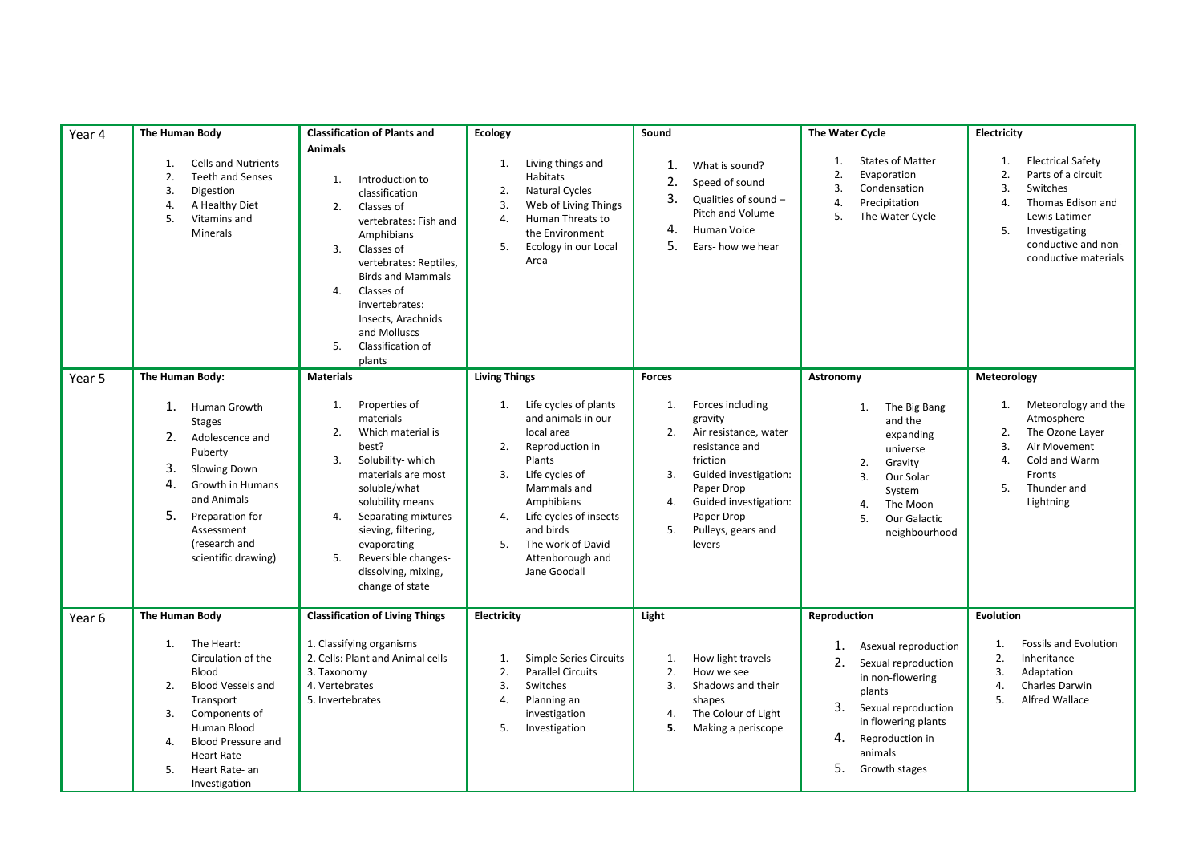| | | | | | | |
|---|---|---|---|---|---|---|
| Year 4 | **The Human Body**<br><br>1. Cells and Nutrients<br>2. Teeth and Senses<br>3. Digestion<br>4. A Healthy Diet<br>5. Vitamins and Minerals | **Classification of Plants and Animals**<br><br>1. Introduction to classification<br>2. Classes of vertebrates: Fish and Amphibians<br>3. Classes of vertebrates: Reptiles, Birds and Mammals<br>4. Classes of invertebrates: Insects, Arachnids and Molluscs<br>5. Classification of plants | **Ecology**<br><br>1. Living things and Habitats<br>2. Natural Cycles<br>3. Web of Living Things<br>4. Human Threats to the Environment<br>5. Ecology in our Local Area | **Sound**<br><br>1. What is sound?<br>2. Speed of sound<br>3. Qualities of sound – Pitch and Volume<br>4. Human Voice<br>5. Ears- how we hear | **The Water Cycle**<br><br>1. States of Matter<br>2. Evaporation<br>3. Condensation<br>4. Precipitation<br>5. The Water Cycle | **Electricity**<br><br>1. Electrical Safety<br>2. Parts of a circuit<br>3. Switches<br>4. Thomas Edison and Lewis Latimer<br>5. Investigating conductive and non-conductive materials |
| Year 5 | **The Human Body:**<br><br>1. Human Growth Stages<br>2. Adolescence and Puberty<br>3. Slowing Down<br>4. Growth in Humans and Animals<br>5. Preparation for Assessment (research and scientific drawing) | **Materials**<br><br>1. Properties of materials<br>2. Which material is best?<br>3. Solubility- which materials are most soluble/what solubility means<br>4. Separating mixtures- sieving, filtering, evaporating<br>5. Reversible changes- dissolving, mixing, change of state | **Living Things**<br><br>1. Life cycles of plants and animals in our local area<br>2. Reproduction in Plants<br>3. Life cycles of Mammals and Amphibians<br>4. Life cycles of insects and birds<br>5. The work of David Attenborough and Jane Goodall | **Forces**<br><br>1. Forces including gravity<br>2. Air resistance, water resistance and friction<br>3. Guided investigation: Paper Drop<br>4. Guided investigation: Paper Drop<br>5. Pulleys, gears and levers | **Astronomy**<br><br>1. The Big Bang and the expanding universe<br>2. Gravity<br>3. Our Solar System<br>4. The Moon<br>5. Our Galactic neighbourhood | **Meteorology**<br><br>1. Meteorology and the Atmosphere<br>2. The Ozone Layer<br>3. Air Movement<br>4. Cold and Warm Fronts<br>5. Thunder and Lightning |
| Year 6 | **The Human Body**<br><br>1. The Heart: Circulation of the Blood<br>2. Blood Vessels and Transport<br>3. Components of Human Blood<br>4. Blood Pressure and Heart Rate<br>5. Heart Rate- an Investigation | **Classification of Living Things**<br><br>1. Classifying organisms<br>2. Cells: Plant and Animal cells<br>3. Taxonomy<br>4. Vertebrates<br>5. Invertebrates | **Electricity**<br><br>1. Simple Series Circuits<br>2. Parallel Circuits<br>3. Switches<br>4. Planning an investigation<br>5. Investigation | **Light**<br><br>1. How light travels<br>2. How we see<br>3. Shadows and their shapes<br>4. The Colour of Light<br>5. Making a periscope | **Reproduction**<br><br>1. Asexual reproduction<br>2. Sexual reproduction in non-flowering plants<br>3. Sexual reproduction in flowering plants<br>4. Reproduction in animals<br>5. Growth stages | **Evolution**<br><br>1. Fossils and Evolution<br>2. Inheritance<br>3. Adaptation<br>4. Charles Darwin<br>5. Alfred Wallace |